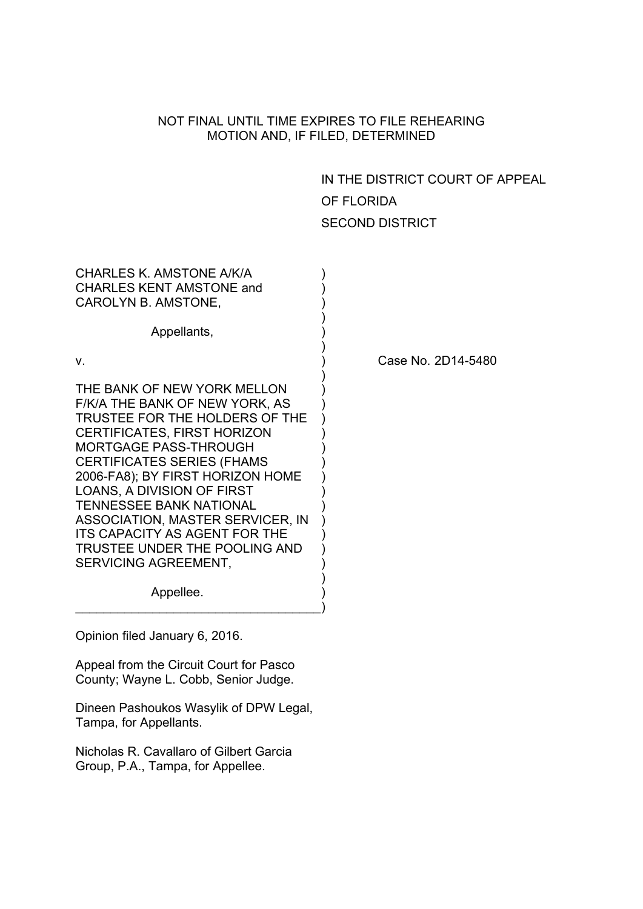NOT FINAL UNTIL TIME EXPIRES TO FILE REHEARING
MOTION AND, IF FILED, DETERMINED

IN THE DISTRICT COURT OF APPEAL

OF FLORIDA

SECOND DISTRICT

CHARLES K. AMSTONE A/K/A CHARLES KENT AMSTONE and CAROLYN B. AMSTONE,

Appellants,

v.

Case No. 2D14-5480

THE BANK OF NEW YORK MELLON F/K/A THE BANK OF NEW YORK, AS TRUSTEE FOR THE HOLDERS OF THE CERTIFICATES, FIRST HORIZON MORTGAGE PASS-THROUGH CERTIFICATES SERIES (FHAMS 2006-FA8); BY FIRST HORIZON HOME LOANS, A DIVISION OF FIRST TENNESSEE BANK NATIONAL ASSOCIATION, MASTER SERVICER, IN ITS CAPACITY AS AGENT FOR THE TRUSTEE UNDER THE POOLING AND SERVICING AGREEMENT,

Appellee.

Opinion filed January 6, 2016.

Appeal from the Circuit Court for Pasco County; Wayne L. Cobb, Senior Judge.

Dineen Pashoukos Wasylik of DPW Legal, Tampa, for Appellants.

Nicholas R. Cavallaro of Gilbert Garcia Group, P.A., Tampa, for Appellee.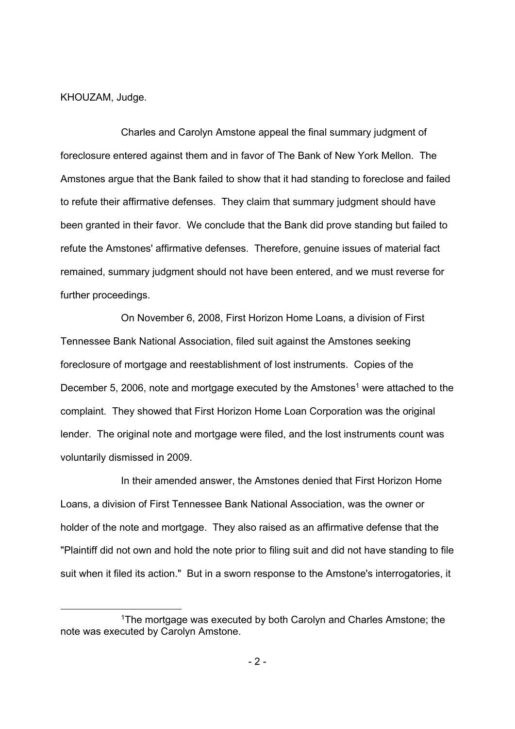KHOUZAM, Judge.

Charles and Carolyn Amstone appeal the final summary judgment of foreclosure entered against them and in favor of The Bank of New York Mellon. The Amstones argue that the Bank failed to show that it had standing to foreclose and failed to refute their affirmative defenses. They claim that summary judgment should have been granted in their favor. We conclude that the Bank did prove standing but failed to refute the Amstones' affirmative defenses. Therefore, genuine issues of material fact remained, summary judgment should not have been entered, and we must reverse for further proceedings.

On November 6, 2008, First Horizon Home Loans, a division of First Tennessee Bank National Association, filed suit against the Amstones seeking foreclosure of mortgage and reestablishment of lost instruments. Copies of the December 5, 2006, note and mortgage executed by the Amstones[1] were attached to the complaint. They showed that First Horizon Home Loan Corporation was the original lender. The original note and mortgage were filed, and the lost instruments count was voluntarily dismissed in 2009.

In their amended answer, the Amstones denied that First Horizon Home Loans, a division of First Tennessee Bank National Association, was the owner or holder of the note and mortgage. They also raised as an affirmative defense that the "Plaintiff did not own and hold the note prior to filing suit and did not have standing to file suit when it filed its action." But in a sworn response to the Amstone's interrogatories, it

[1]The mortgage was executed by both Carolyn and Charles Amstone; the note was executed by Carolyn Amstone.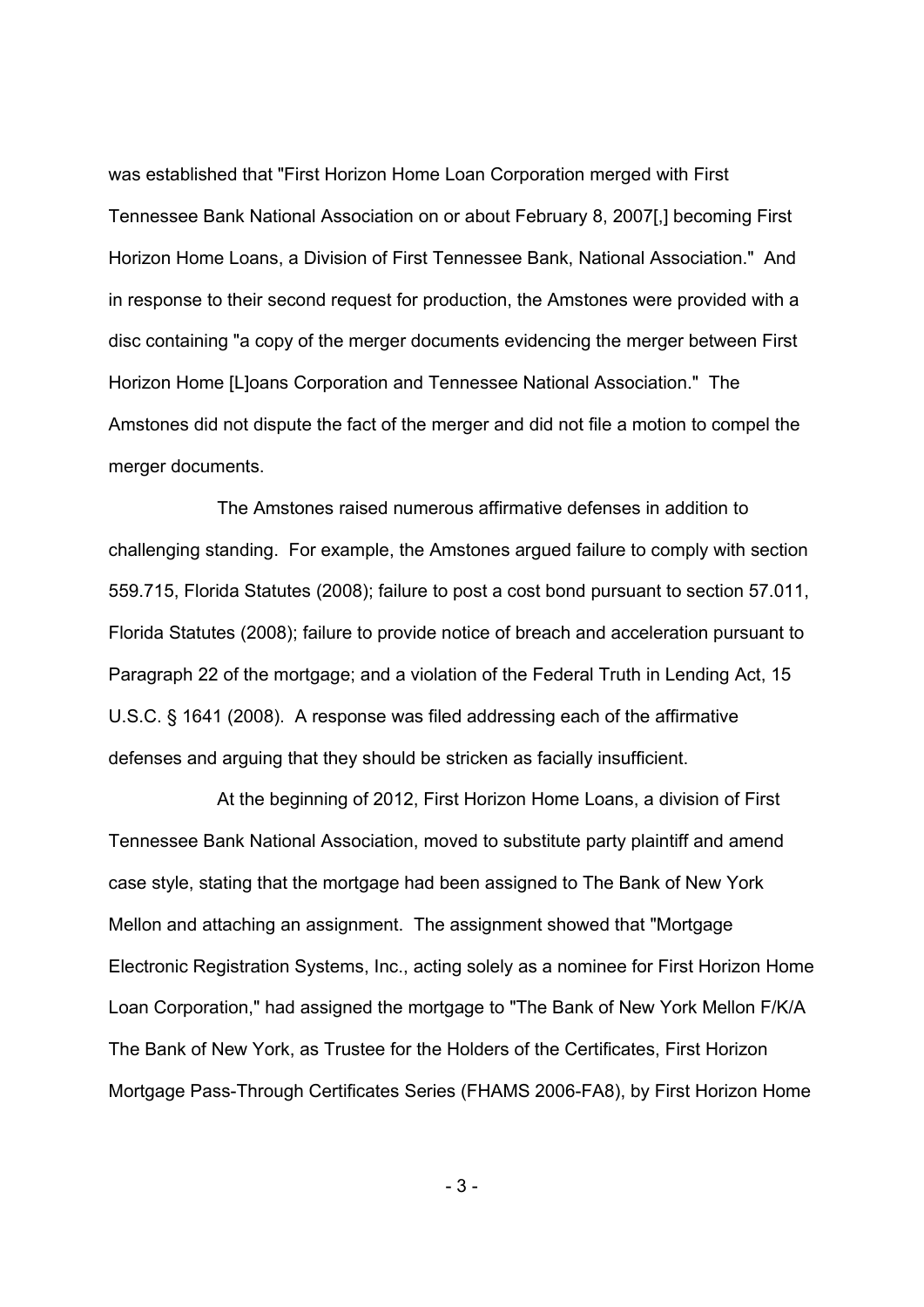was established that "First Horizon Home Loan Corporation merged with First Tennessee Bank National Association on or about February 8, 2007[,] becoming First Horizon Home Loans, a Division of First Tennessee Bank, National Association." And in response to their second request for production, the Amstones were provided with a disc containing "a copy of the merger documents evidencing the merger between First Horizon Home [L]oans Corporation and Tennessee National Association." The Amstones did not dispute the fact of the merger and did not file a motion to compel the merger documents.

The Amstones raised numerous affirmative defenses in addition to challenging standing. For example, the Amstones argued failure to comply with section 559.715, Florida Statutes (2008); failure to post a cost bond pursuant to section 57.011, Florida Statutes (2008); failure to provide notice of breach and acceleration pursuant to Paragraph 22 of the mortgage; and a violation of the Federal Truth in Lending Act, 15 U.S.C. § 1641 (2008). A response was filed addressing each of the affirmative defenses and arguing that they should be stricken as facially insufficient.

At the beginning of 2012, First Horizon Home Loans, a division of First Tennessee Bank National Association, moved to substitute party plaintiff and amend case style, stating that the mortgage had been assigned to The Bank of New York Mellon and attaching an assignment. The assignment showed that "Mortgage Electronic Registration Systems, Inc., acting solely as a nominee for First Horizon Home Loan Corporation," had assigned the mortgage to "The Bank of New York Mellon F/K/A The Bank of New York, as Trustee for the Holders of the Certificates, First Horizon Mortgage Pass-Through Certificates Series (FHAMS 2006-FA8), by First Horizon Home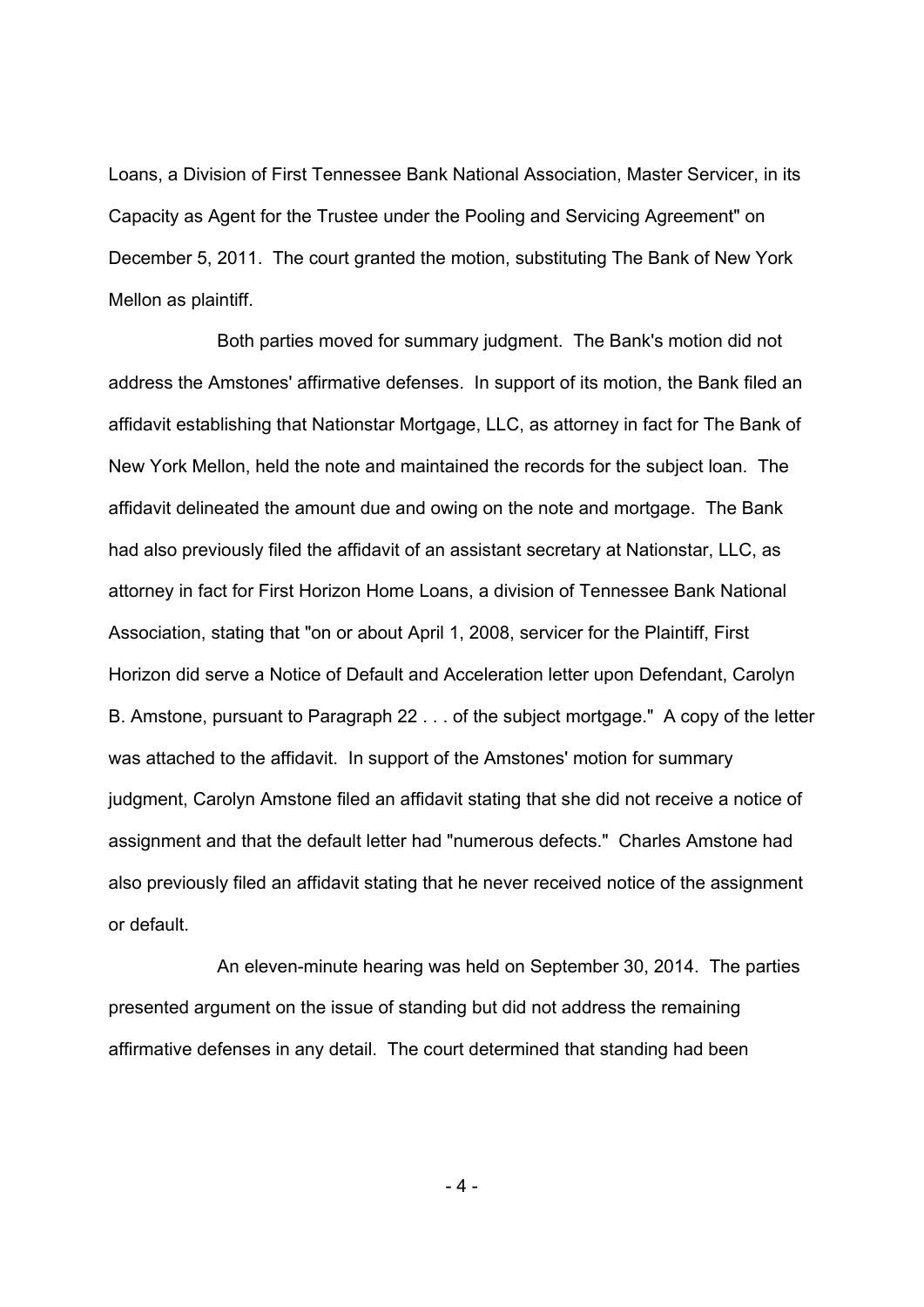Loans, a Division of First Tennessee Bank National Association, Master Servicer, in its Capacity as Agent for the Trustee under the Pooling and Servicing Agreement" on December 5, 2011. The court granted the motion, substituting The Bank of New York Mellon as plaintiff.

Both parties moved for summary judgment. The Bank's motion did not address the Amstones' affirmative defenses. In support of its motion, the Bank filed an affidavit establishing that Nationstar Mortgage, LLC, as attorney in fact for The Bank of New York Mellon, held the note and maintained the records for the subject loan. The affidavit delineated the amount due and owing on the note and mortgage. The Bank had also previously filed the affidavit of an assistant secretary at Nationstar, LLC, as attorney in fact for First Horizon Home Loans, a division of Tennessee Bank National Association, stating that "on or about April 1, 2008, servicer for the Plaintiff, First Horizon did serve a Notice of Default and Acceleration letter upon Defendant, Carolyn B. Amstone, pursuant to Paragraph 22 . . . of the subject mortgage." A copy of the letter was attached to the affidavit. In support of the Amstones' motion for summary judgment, Carolyn Amstone filed an affidavit stating that she did not receive a notice of assignment and that the default letter had "numerous defects." Charles Amstone had also previously filed an affidavit stating that he never received notice of the assignment or default.

An eleven-minute hearing was held on September 30, 2014. The parties presented argument on the issue of standing but did not address the remaining affirmative defenses in any detail. The court determined that standing had been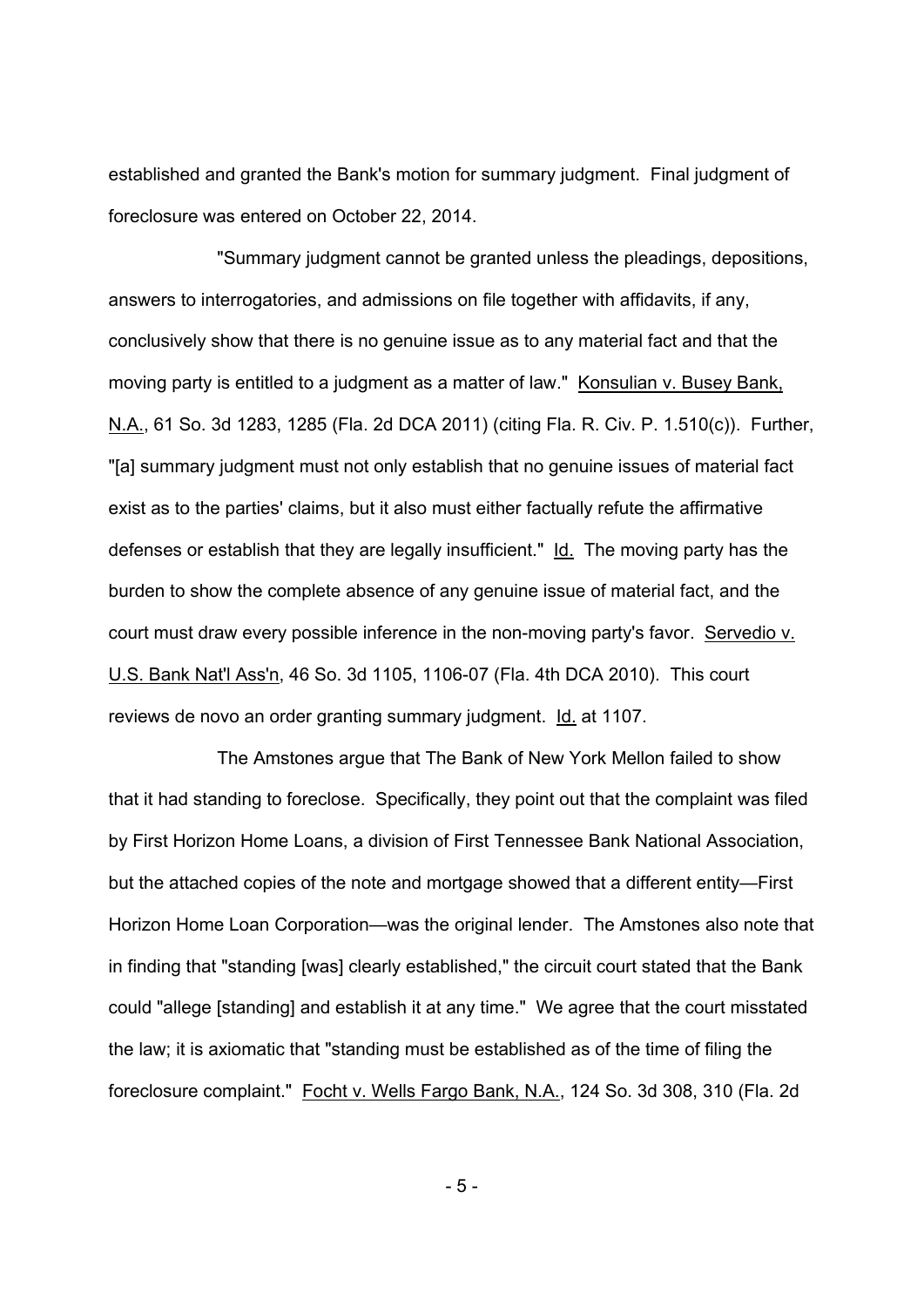established and granted the Bank's motion for summary judgment. Final judgment of foreclosure was entered on October 22, 2014.

"Summary judgment cannot be granted unless the pleadings, depositions, answers to interrogatories, and admissions on file together with affidavits, if any, conclusively show that there is no genuine issue as to any material fact and that the moving party is entitled to a judgment as a matter of law." Konsulian v. Busey Bank, N.A., 61 So. 3d 1283, 1285 (Fla. 2d DCA 2011) (citing Fla. R. Civ. P. 1.510(c)). Further, "[a] summary judgment must not only establish that no genuine issues of material fact exist as to the parties' claims, but it also must either factually refute the affirmative defenses or establish that they are legally insufficient." Id. The moving party has the burden to show the complete absence of any genuine issue of material fact, and the court must draw every possible inference in the non-moving party's favor. Servedio v. U.S. Bank Nat'l Ass'n, 46 So. 3d 1105, 1106-07 (Fla. 4th DCA 2010). This court reviews de novo an order granting summary judgment. Id. at 1107.

The Amstones argue that The Bank of New York Mellon failed to show that it had standing to foreclose. Specifically, they point out that the complaint was filed by First Horizon Home Loans, a division of First Tennessee Bank National Association, but the attached copies of the note and mortgage showed that a different entity—First Horizon Home Loan Corporation—was the original lender. The Amstones also note that in finding that "standing [was] clearly established," the circuit court stated that the Bank could "allege [standing] and establish it at any time." We agree that the court misstated the law; it is axiomatic that "standing must be established as of the time of filing the foreclosure complaint." Focht v. Wells Fargo Bank, N.A., 124 So. 3d 308, 310 (Fla. 2d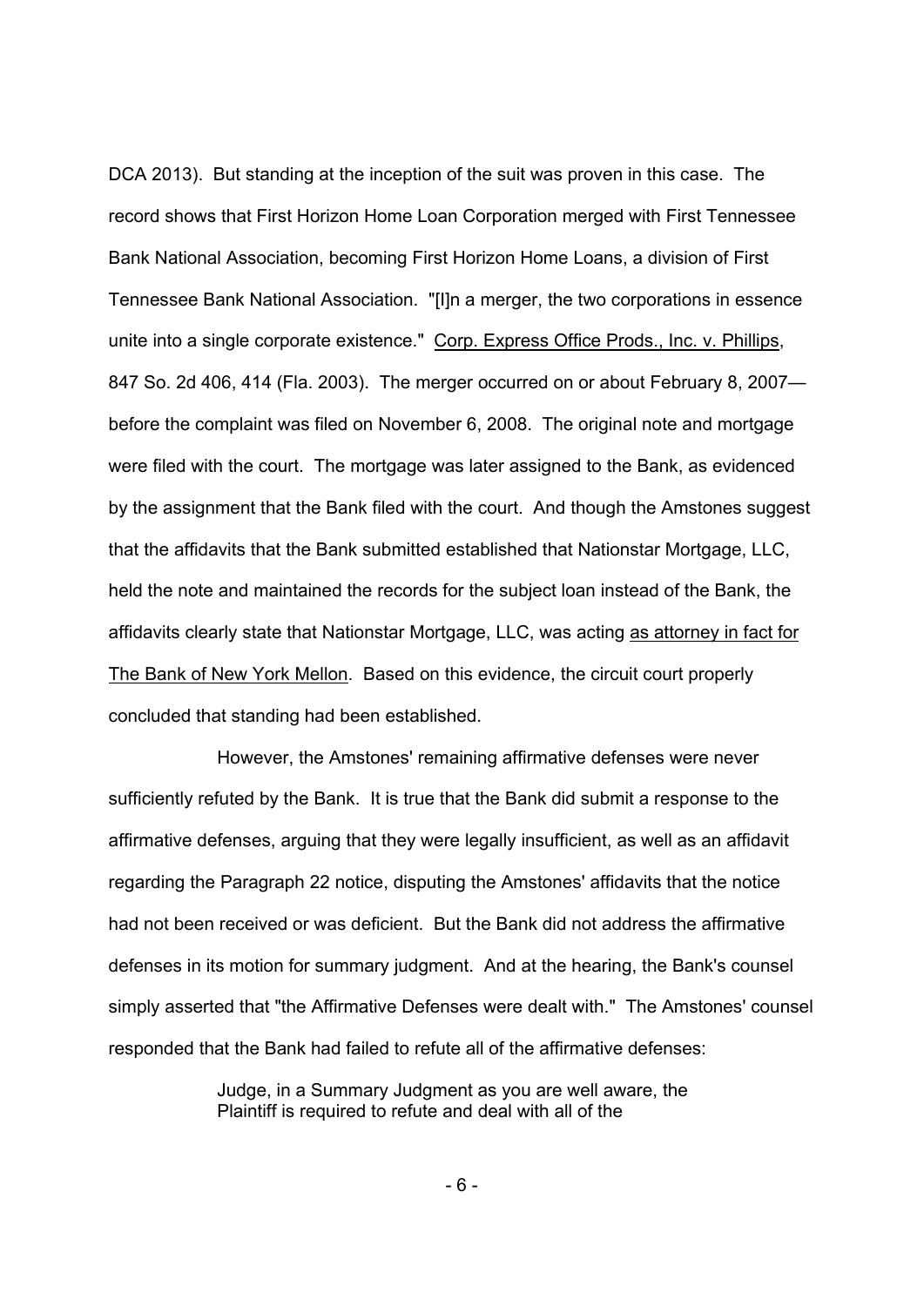DCA 2013). But standing at the inception of the suit was proven in this case. The record shows that First Horizon Home Loan Corporation merged with First Tennessee Bank National Association, becoming First Horizon Home Loans, a division of First Tennessee Bank National Association. "[I]n a merger, the two corporations in essence unite into a single corporate existence." Corp. Express Office Prods., Inc. v. Phillips, 847 So. 2d 406, 414 (Fla. 2003). The merger occurred on or about February 8, 2007—before the complaint was filed on November 6, 2008. The original note and mortgage were filed with the court. The mortgage was later assigned to the Bank, as evidenced by the assignment that the Bank filed with the court. And though the Amstones suggest that the affidavits that the Bank submitted established that Nationstar Mortgage, LLC, held the note and maintained the records for the subject loan instead of the Bank, the affidavits clearly state that Nationstar Mortgage, LLC, was acting as attorney in fact for The Bank of New York Mellon. Based on this evidence, the circuit court properly concluded that standing had been established.

However, the Amstones' remaining affirmative defenses were never sufficiently refuted by the Bank. It is true that the Bank did submit a response to the affirmative defenses, arguing that they were legally insufficient, as well as an affidavit regarding the Paragraph 22 notice, disputing the Amstones' affidavits that the notice had not been received or was deficient. But the Bank did not address the affirmative defenses in its motion for summary judgment. And at the hearing, the Bank's counsel simply asserted that "the Affirmative Defenses were dealt with." The Amstones' counsel responded that the Bank had failed to refute all of the affirmative defenses:

> Judge, in a Summary Judgment as you are well aware, the Plaintiff is required to refute and deal with all of the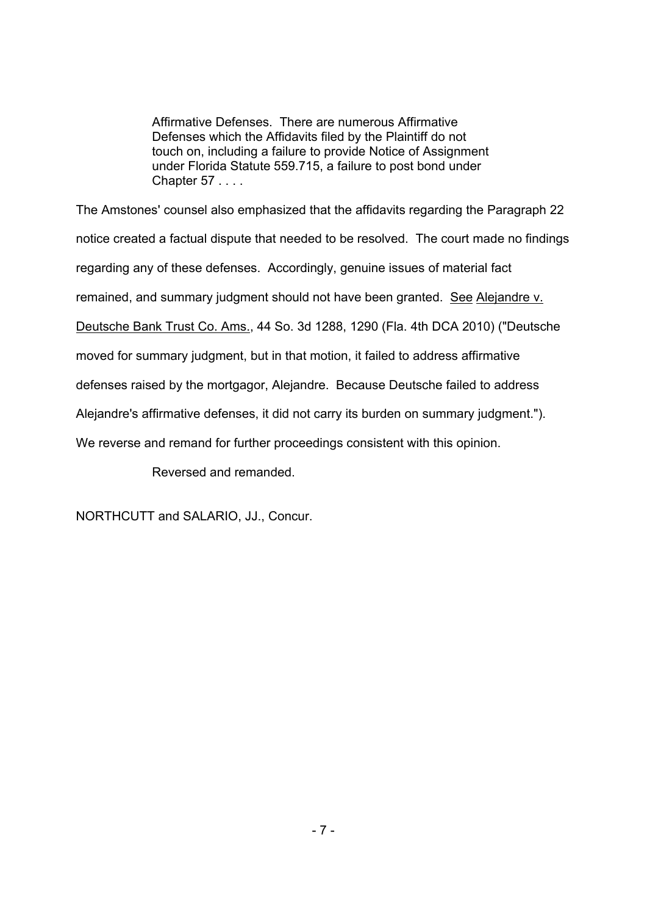> Affirmative Defenses. There are numerous Affirmative Defenses which the Affidavits filed by the Plaintiff do not touch on, including a failure to provide Notice of Assignment under Florida Statute 559.715, a failure to post bond under Chapter 57 . . . .

The Amstones' counsel also emphasized that the affidavits regarding the Paragraph 22 notice created a factual dispute that needed to be resolved. The court made no findings regarding any of these defenses. Accordingly, genuine issues of material fact remained, and summary judgment should not have been granted. See Alejandre v. Deutsche Bank Trust Co. Ams., 44 So. 3d 1288, 1290 (Fla. 4th DCA 2010) ("Deutsche moved for summary judgment, but in that motion, it failed to address affirmative defenses raised by the mortgagor, Alejandre. Because Deutsche failed to address Alejandre's affirmative defenses, it did not carry its burden on summary judgment."). We reverse and remand for further proceedings consistent with this opinion.

Reversed and remanded.

NORTHCUTT and SALARIO, JJ., Concur.